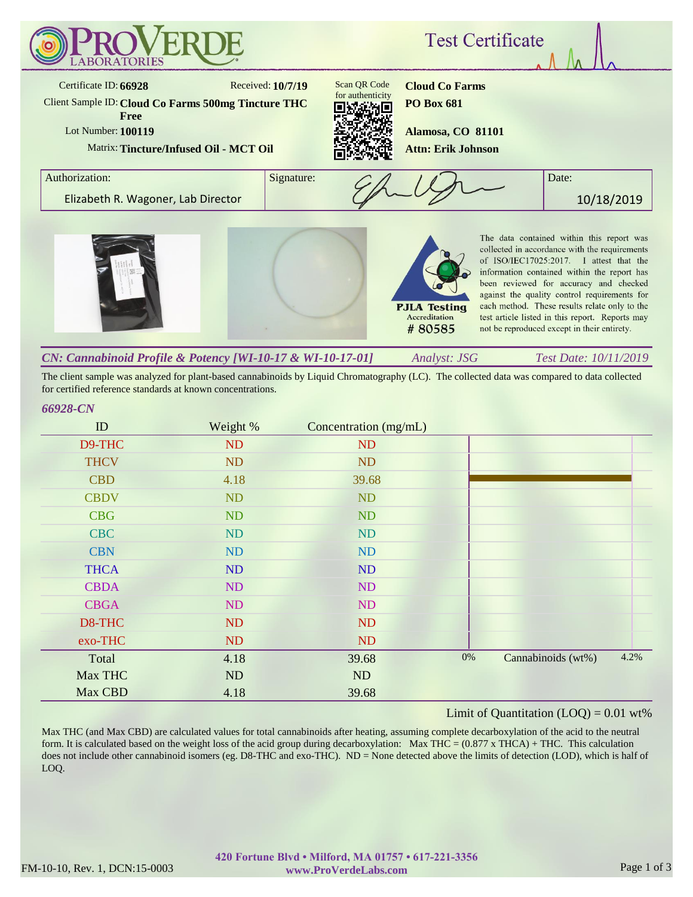# ProVerde Laboratories — Test Certificate

Certificate ID: **66928**
Received: **10/7/19**
Client Sample ID: **Cloud Co Farms 500mg Tincture THC Free**
Lot Number: **100119**
Matrix: **Tincture/Infused Oil - MCT Oil**

Scan QR Code for authenticity

**Cloud Co Farms**
**PO Box 681**
**Alamosa, CO 81101**
**Attn: Erik Johnson**

| Authorization: | Signature: | Date: |
|---|---|---|
| Elizabeth R. Wagoner, Lab Director | | 10/18/2019 |

PJLA Testing Accreditation # 80585

The data contained within this report was collected in accordance with the requirements of ISO/IEC17025:2017. I attest that the information contained within the report has been reviewed for accuracy and checked against the quality control requirements for each method. These results relate only to the test article listed in this report. Reports may not be reproduced except in their entirety.

## *CN: Cannabinoid Profile & Potency [WI-10-17 & WI-10-17-01]*

*Analyst: JSG* *Test Date: 10/11/2019*

The client sample was analyzed for plant-based cannabinoids by Liquid Chromatography (LC). The collected data was compared to data collected for certified reference standards at known concentrations.

*66928-CN*

| ID | Weight % | Concentration (mg/mL) |
|---|---|---|
| D9-THC | ND | ND |
| THCV | ND | ND |
| CBD | 4.18 | 39.68 |
| CBDV | ND | ND |
| CBG | ND | ND |
| CBC | ND | ND |
| CBN | ND | ND |
| THCA | ND | ND |
| CBDA | ND | ND |
| CBGA | ND | ND |
| D8-THC | ND | ND |
| exo-THC | ND | ND |
| Total | 4.18 | 39.68 |
| Max THC | ND | ND |
| Max CBD | 4.18 | 39.68 |

0%
Cannabinoids (wt%)
4.2%

Limit of Quantitation (LOQ) = 0.01 wt%

Max THC (and Max CBD) are calculated values for total cannabinoids after heating, assuming complete decarboxylation of the acid to the neutral form. It is calculated based on the weight loss of the acid group during decarboxylation: Max THC = (0.877 x THCA) + THC. This calculation does not include other cannabinoid isomers (eg. D8-THC and exo-THC). ND = None detected above the limits of detection (LOD), which is half of LOQ.

420 Fortune Blvd • Milford, MA 01757 • 617-221-3356
www.ProVerdeLabs.com

FM-10-10, Rev. 1, DCN:15-0003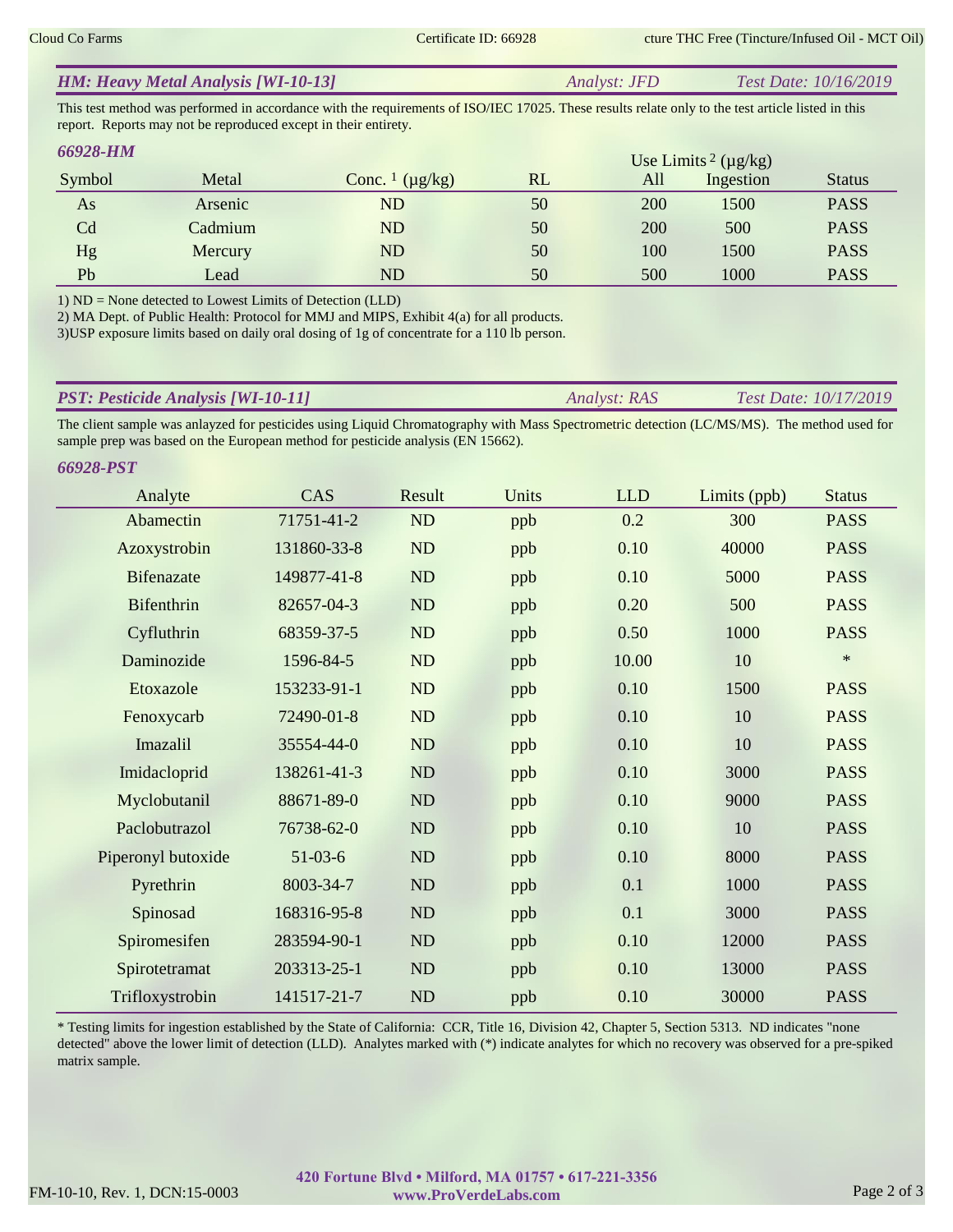## *HM: Heavy Metal Analysis [WI-10-13]* — *Analyst: JFD* — *Test Date: 10/16/2019*

This test method was performed in accordance with the requirements of ISO/IEC 17025. These results relate only to the test article listed in this report. Reports may not be reproduced except in their entirety.

### *66928-HM*

| Symbol | Metal | Conc. [1] (µg/kg) | RL | Use Limits [2] (µg/kg) | | Status |
|---|---|---|---|---|---|---|
| | | | | All | Ingestion | |
| As | Arsenic | ND | 50 | 200 | 1500 | PASS |
| Cd | Cadmium | ND | 50 | 200 | 500 | PASS |
| Hg | Mercury | ND | 50 | 100 | 1500 | PASS |
| Pb | Lead | ND | 50 | 500 | 1000 | PASS |

1) ND = None detected to Lowest Limits of Detection (LLD)
2) MA Dept. of Public Health: Protocol for MMJ and MIPS, Exhibit 4(a) for all products.
3)USP exposure limits based on daily oral dosing of 1g of concentrate for a 110 lb person.

## *PST: Pesticide Analysis [WI-10-11]* — *Analyst: RAS* — *Test Date: 10/17/2019*

The client sample was anlayzed for pesticides using Liquid Chromatography with Mass Spectrometric detection (LC/MS/MS). The method used for sample prep was based on the European method for pesticide analysis (EN 15662).

### *66928-PST*

| Analyte | CAS | Result | Units | LLD | Limits (ppb) | Status |
|---|---|---|---|---|---|---|
| Abamectin | 71751-41-2 | ND | ppb | 0.2 | 300 | PASS |
| Azoxystrobin | 131860-33-8 | ND | ppb | 0.10 | 40000 | PASS |
| Bifenazate | 149877-41-8 | ND | ppb | 0.10 | 5000 | PASS |
| Bifenthrin | 82657-04-3 | ND | ppb | 0.20 | 500 | PASS |
| Cyfluthrin | 68359-37-5 | ND | ppb | 0.50 | 1000 | PASS |
| Daminozide | 1596-84-5 | ND | ppb | 10.00 | 10 | * |
| Etoxazole | 153233-91-1 | ND | ppb | 0.10 | 1500 | PASS |
| Fenoxycarb | 72490-01-8 | ND | ppb | 0.10 | 10 | PASS |
| Imazalil | 35554-44-0 | ND | ppb | 0.10 | 10 | PASS |
| Imidacloprid | 138261-41-3 | ND | ppb | 0.10 | 3000 | PASS |
| Myclobutanil | 88671-89-0 | ND | ppb | 0.10 | 9000 | PASS |
| Paclobutrazol | 76738-62-0 | ND | ppb | 0.10 | 10 | PASS |
| Piperonyl butoxide | 51-03-6 | ND | ppb | 0.10 | 8000 | PASS |
| Pyrethrin | 8003-34-7 | ND | ppb | 0.1 | 1000 | PASS |
| Spinosad | 168316-95-8 | ND | ppb | 0.1 | 3000 | PASS |
| Spiromesifen | 283594-90-1 | ND | ppb | 0.10 | 12000 | PASS |
| Spirotetramat | 203313-25-1 | ND | ppb | 0.10 | 13000 | PASS |
| Trifloxystrobin | 141517-21-7 | ND | ppb | 0.10 | 30000 | PASS |

* Testing limits for ingestion established by the State of California: CCR, Title 16, Division 42, Chapter 5, Section 5313. ND indicates "none detected" above the lower limit of detection (LLD). Analytes marked with (*) indicate analytes for which no recovery was observed for a pre-spiked matrix sample.

FM-10-10, Rev. 1, DCN:15-0003

**420 Fortune Blvd • Milford, MA 01757 • 617-221-3356**
**www.ProVerdeLabs.com**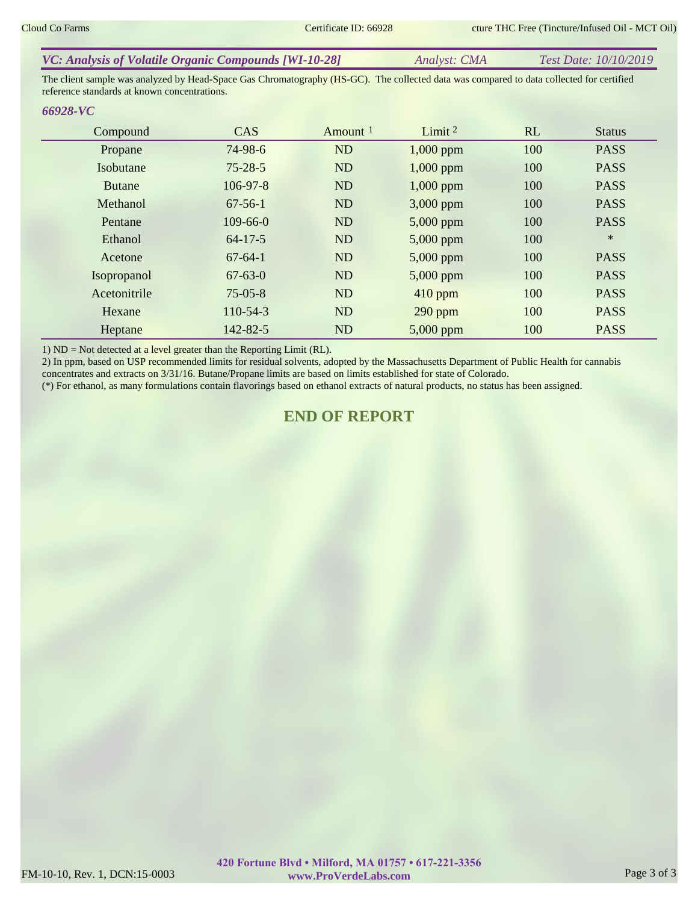## *VC: Analysis of Volatile Organic Compounds [WI-10-28]* *Analyst: CMA* *Test Date: 10/10/2019*

The client sample was analyzed by Head-Space Gas Chromatography (HS-GC). The collected data was compared to data collected for certified reference standards at known concentrations.

### *66928-VC*

| Compound | CAS | Amount [1] | Limit [2] | RL | Status |
|---|---|---|---|---|---|
| Propane | 74-98-6 | ND | 1,000 ppm | 100 | PASS |
| Isobutane | 75-28-5 | ND | 1,000 ppm | 100 | PASS |
| Butane | 106-97-8 | ND | 1,000 ppm | 100 | PASS |
| Methanol | 67-56-1 | ND | 3,000 ppm | 100 | PASS |
| Pentane | 109-66-0 | ND | 5,000 ppm | 100 | PASS |
| Ethanol | 64-17-5 | ND | 5,000 ppm | 100 | * |
| Acetone | 67-64-1 | ND | 5,000 ppm | 100 | PASS |
| Isopropanol | 67-63-0 | ND | 5,000 ppm | 100 | PASS |
| Acetonitrile | 75-05-8 | ND | 410 ppm | 100 | PASS |
| Hexane | 110-54-3 | ND | 290 ppm | 100 | PASS |
| Heptane | 142-82-5 | ND | 5,000 ppm | 100 | PASS |

1) ND = Not detected at a level greater than the Reporting Limit (RL).
2) In ppm, based on USP recommended limits for residual solvents, adopted by the Massachusetts Department of Public Health for cannabis concentrates and extracts on 3/31/16. Butane/Propane limits are based on limits established for state of Colorado.
(*) For ethanol, as many formulations contain flavorings based on ethanol extracts of natural products, no status has been assigned.

## END OF REPORT

FM-10-10, Rev. 1, DCN:15-0003

**420 Fortune Blvd • Milford, MA 01757 • 617-221-3356**
**www.ProVerdeLabs.com**